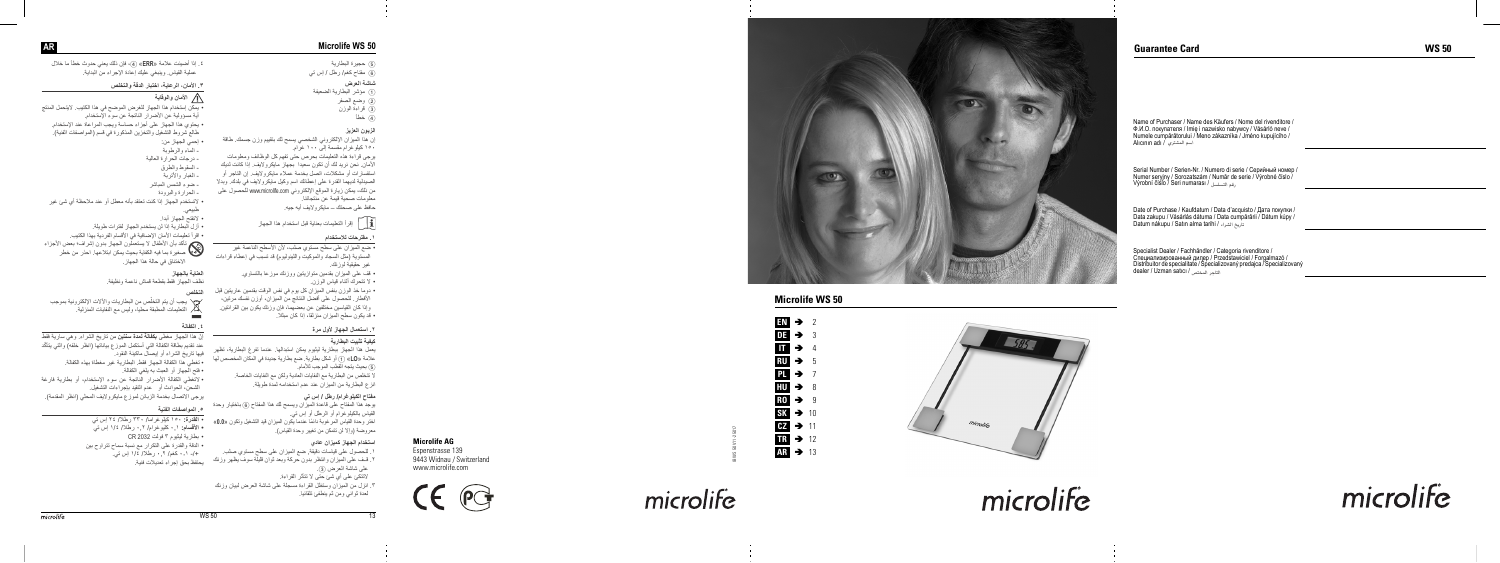## Guarantee Card

WS 50

Name of Purchaser / Name des Käufers / Nome del rivenditore / Ф.И.О. покупателя / Imię i nazwisko nabywcy / Vásárló neve / Numele cumpărătorului / Meno zákazníka / Jméno kupujícího / Alıcının adı / اسم المشتري

Serial Number / Serien-Nr. / Numero di serie / Серийный номер / Numer seryjny / Sorozatszám / Număr de serie / Výrobné číslo / Výrobní číslo / Seri numarası / رقم التسلسل

Date of Purchase / Kaufdatum / Data d'acquisto / Дата покупки / Data zakupu / Vásárlás dátuma / Data cumpărării / Dátum kúpy / Datum nákupu / Satın alma tarihi / تاريخ الشراء

Specialist Dealer / Fachhändler / Categoria rivenditore / Специализированный дилер / Przedstawiciel / Forgalmazó / Distribuitor de specialitate / Špecializovaný predajca / Specializovaný dealer / Uzman satıcı / التاجر المختص

# Microlife WS 50

| | | |
|---|---|---|
| EN | ➔ | 2 |
| DE | ➔ | 3 |
| IT | ➔ | 4 |
| RU | ➔ | 5 |
| PL | ➔ | 7 |
| HU | ➔ | 8 |
| RO | ➔ | 9 |
| SK | ➔ | 10 |
| CZ | ➔ | 11 |
| TR | ➔ | 12 |
| AR | ➔ | 13 |

**Microlife AG**
Espenstrasse 139
9443 Widnau / Switzerland
www.microlife.com

microlife

## AR Microlife WS 50

⑤ حجيرة البطارية
⑥ مفتاح كغم/رطل/ إس تي

**شاشة العرض**
① مؤشر البطارية الضعيفة
② وضع الصفر
③ قراءة الوزن
④ خطأ

**الزبون العزيز**
إن هذا الميزان الإلكتروني الشخصي يسمح لك بتقييم وزن جسمك بطاقة ١٥٠ كيلوغرام مقسمة إلى ١٠٠ غرام.
يرجى قراءة هذه التعليمات بحرص حتى تفهم كل الوظائف ومعلومات الأمان. نحن نريد لك أن تكون سعيداً بجهاز ميكرولايف. إذا كانت لديك استفسارات أو مشكلات، اتصل بخدمة عملاء ميكرولايف. إن التاجر أو الصيدلية لديهما القدرة على إعطائك اسم وكيل ميكرولايف في بلدك. وبدلا من ذلك، يمكن زيارة الموقع الإلكتروني www.microlife.com للحصول على معلومات مفيدة عن منتجاتنا.
حافظ على صحتك - ميكرولايف أيه جيه.

اقرأ التعليمات بعناية قبل استخدام هذا الجهاز

**١. ملاحظات للاستخدام**
• ضع الميزان على سطح مستوي صلب، لأن الأسطح الناعمة غير المستوية (مثل السجاد والموكيت واللينوليوم) قد تسبب في إعطاء قراءات غير حقيقية لوزنك.
• قف على الميزان بقدمين متوازيتين ووزنك موزعا بالتساوي.
• لا تتحرك أثناء قياس الوزن.
• دوماً خذ الوزن بنفس الميزان كل يوم في نفس الوقت بقدمين عاريتين قبل الإفطار. للحصول على أفضل النتائج من الميزان، أوزن نفسك مرتين، وإذا كان القياسين مختلفين عن بعضهما، فإن وزنك يكون بين القراءتين.
• قد يكون سطح الميزان منزلقاً، إذا كان مبللاً.

**٢. استعمال الجهاز لأول مرة**

**كيفية تثبيت البطارية**
يحمل هذا الجهاز بطارية ليثيوم يمكن استبدالها. عندما تفرغ البطارية، تظهر علامة «Lo» ① أو شكل بطارية. ضع بطارية جديدة في المكان المخصص لها ⑤ بحيث يتجه القطب الموجب للأمام.
لا تتخلص من البطارية مع النفايات العادية ولكن مع النفايات الخاصة.
انزع البطارية من الميزان عند عدم استخدامه لمدة طويلة.

**مفتاح الكيلوغرام/ رطل / إس تي**
يوجد هذا المفتاح على قاعدة الميزان ويسمح لك هذا المفتاح ⑥ باختيار وحدة القياس بالكيلوغرام أو الرطل أو إس تي.
اختر وحدة القياس المرغوبة دائما عندما يكون الميزان في شكل التشغيل وتكون «0.0» معروضة ②، إذ أن تشكيل من تغيير وحدة القياس.

**استخدام الجهاز لميزان عادي**
١. للحصول على قياسات دقيقة، ضع الميزان على سطح مستوي صلب.
٢. قف على الميزان وانتظر بدون حركة، وبعد ثوان قليلة سوف يظهر وزنك على شاشة العرض ③.
لاتنتقل على إس تي حتى لا تتذكر القراءة.
٣. انزل من الميزان وستظل القراءة مسجلة على شاشة العرض لبيان وزنك لمدة ثواني ومن ثم ينطفئ تلقائيا.

٤. إذا أضيئت علامة «ERR» ④، فإن ذلك يعني حدوث خطأ ما خلال عملية القياس. وينبغي عليك إعادة الإجراء من البداية.

**٣. الأمان، الرعاية، اختبار الدقة والتخلص**

**الأمان والوقاية**
• يمكن استخدام هذا الجهاز للغرض الموضح في هذا الكتيب. لايتحمل المنتج أية مسؤولية عن الأضرار الناتجة عن سوء الإستخدام.
• يحتوي هذا الجهاز على أجزاء حساسة ويجب المراعاة عند الإستخدام. طالع شروط التشغيل والتخزين المذكورة في قسم (المواصفات الفنية).
• احمي الجهاز من:
- الماء والرطوبة
- درجات الحرارة العالية
- السقوط والطرق
- الغبار والأتربة
- ضوء الشمس المباشر
- الحرارة والبرودة
• لاتستخدم الجهاز إذا كنت تعتقد بأنه معطل أو عند ملاحظة أي شئ غير طبيعي.
• لاتفتح الجهاز أبدا.
• أزل البطارية إذا لن يستخدم الجهاز لفترات طويلة.
• اقرأ تعليمات الأمان الإضافية في الأقسام الفردية بهذا الكتيب.
تأكد بأن الأطفال لا يستعملون الجهاز بدون إشراف؛ بعض الأجزاء صغيرة بما فيه الكفاية بحيث يمكن ابتلاعها. احذر من خطر الإختناق في حالة هذا الجهاز.

**العناية بالجهاز**
نظف الجهاز فقط بقطعة قماش ناعمة وناشفة.

**التخلص**
يجب أن يتم التخلص من البطاريات والأدوات الإلكترونية بموجب التعليمات المطبقة محلياً، وليس مع النفايات المنزلية.

**٤. الكفالة**
أن هذا الجهاز مشمول **بكفالة لمدة سنتين** من تاريخ الشراء، وهي سارية فقط بعد تقديم بطاقة الكفالة التي استكمل الموزع بياناتها (انظر خلفه) والتي يتأكد فيها تاريخ الشراء أو إيصال مكتمل النقود.
• تغطي هذه الكفالة الجهاز فقط. البطاريات غير مغطاة بهذه الكفالة.
• فتح الجهاز أو العبث به يلغي الكفالة.
• لاتغطي الكفالة الأضرار الناتجة عن سوء الإستخدام، أو بطارية فارغة الشحن، الحوادث أو عدم التقيد بإجراءات التشغيل.
يرجى الإتصال بخدمة الزبائن لموزع ميكرولايف المحلي (انظر المقدمة).

**٥. المواصفات الفنية**
• **القدرة:** ١٥٠ كيلوغرام/ ٣٣٠ رطلاً/ ٢٤ إس تي
• **الأقسام:** ١٠٠ كيلو غرام/ ٠,٢ رطلاً/ ١/٤ إس تي
• بطارية ليثيوم ٣ فولت CR 2032
• الدقة والقدرة على التكرار مع نسبة سماح تتراوح بين ±١٪ - ١٠٠ كغم/ ٠,٢ رطلاً/ ١/٤ إس تي.
يحتفظ بحق إجراء تعديلات فنية.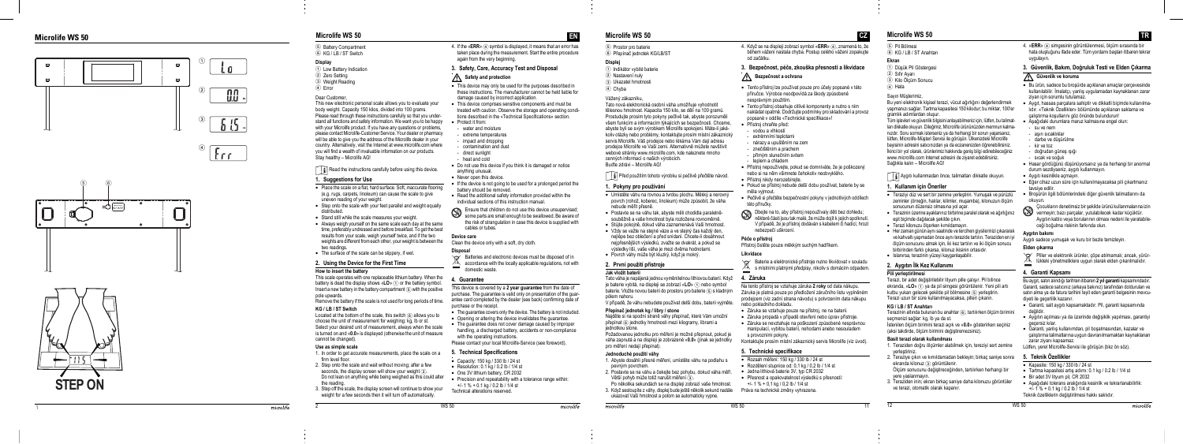# Microlife WS 50

①  Lo

②  0.0

③  61.5

④  Err

⑤ ⑥

STEP ON

## Microlife WS 50 — EN

⑤ Battery Compartment
⑥ KG / LB / ST Switch

**Display**

① Low Battery Indication
② Zero Setting
③ Weighing Reading
④ Error

Dear Customer,

This new electronic personal scale allows you to evaluate your body weight. Capacity 150 kilos, divided into 100 grams. Please read through these instructions carefully so that you understand all functions and safety information. We want you to be happy with your Microlife product. If you have any questions or problems, please contact Microlife-Customer Service. Your dealer or pharmacy will be able to give you the address of the Microlife dealer in your country. Alternatively, visit the internet at www.microlife.com where you will find a wealth of invaluable information on our products. Stay healthy – Microlife AG!

Read the instructions carefully before using this device.

### 1. Suggestions for Use

- Place the scale on a flat, hard surface. Soft, inaccurate flooring (e.g. rugs, carpets, linoleum) can cause the scale to give uneven reading of your weight.
- Step onto the scale with your feet parallel and weight equally distributed.
- Stand still while the scale measures your weight.
- Always weigh yourself on the same scale each day at the same time, preferably undressed and before breakfast. To get the best results from your scale, weigh yourself twice, and if the two weights are different from each other, your weight is between the two readings.
- The surface of the scale can be slippery, if wet.

### 2. Using the Device for the First Time

**How to insert the battery**

This scale operates with one replaceable lithium battery. When the battery is dead the display shows «LO» ① or the battery symbol. Insert a new battery in the battery compartment ⑤ with the positive pole upwards.

Remove the battery if the scale is not used for long periods of time.

**KG / LB / ST Switch**

Located at the bottom of the scale, this switch ⑥ allows you to choose the unit of measurement for weighing: kg, lb or st.

Select your desired unit of measurement, always when the scale is turned on and «0.0» is displayed (otherwise the unit of measure cannot be changed).

**Use as simple scale**

1. In order to get accurate measurements, place the scale on a firm level floor.
2. Step onto the scale and wait without moving; after a few seconds, the display screen will show your weight ③. Do not lean on anything while being weighed as this could alter the reading.
3. Step off the scale, the display screen will continue to show your weight for a few seconds then it will turn off automatically.
4. If the «ERR» ④ symbol is displayed, it means that an error has taken place during the measurement. Start the entire procedure again from the very beginning.

### 3. Safety, Care, Accuracy Test and Disposal

**Safety and protection**

- This device may only be used for the purposes described in these instructions. The manufacturer cannot be held liable for damage caused by incorrect application.
- This device comprises sensitive components and must be treated with caution. Observe the storage and operating conditions described in the «Technical Specifications» section.
- Protect it from:
  - water and moisture
  - extreme temperatures
  - impact and dropping
  - contamination and dust
  - direct sunlight
  - heat and cold
- Do not use this device if you think it is damaged or notice anything unusual.
- Never open this device.
- If the device is not going to be used for a prolonged period the battery should be removed.
- Read the additional safety information provided within the individual sections of this instruction manual.

Ensure that children do not use this device unsupervised; some parts are small enough to be swallowed. Be aware of the risk of strangulation in case this device is supplied with cables or tubes.

**Device care**

Clean the device only with a soft, dry cloth.

**Disposal**

Batteries and electronic devices must be disposed of in accordance with the locally applicable regulations, not with domestic waste.

### 4. Guarantee

This device is covered by a **2 year guarantee** from the date of purchase. The guarantee is valid only on presentation of the guarantee card completed by the dealer (see back) confirming date of purchase or the receipt.

- The guarantee covers only the device. The battery is not included.
- Opening or altering the device invalidates the guarantee.
- The guarantee does not cover damage caused by improper handling, a discharged battery, accidents or non-compliance with the operating instructions.

Please contact your local Microlife-Service (see foreword).

### 5. Technical Specifications

- Capacity: 150 kg / 330 lb / 24 st
- Resolution: 0.1 kg / 0.2 lb / 1/4 st
- One 3V lithium battery, CR 2032
- Precision and repeatability with a tolerance range within: +/- 1 % + 0.1 kg / 0.2 lb / 1/4 st

Technical alterations reserved.

## Microlife WS 50 — CZ

⑤ Prostor pro baterie
⑥ Přepínač jednotek KG/LB/ST

**Displej**

① Indikátor vybité baterie
② Nastavení nuly
③ Ukazatel hmotnosti
④ Chyba

Vážený zákazníku,

Tato nová elektronická osobní váha umožňuje vyhodnotit tělesnou hmotnost. Kapacita 150 kilo, se dělí na 100 gramů. Prostudujte prosím tyto pokyny pečlivě tak, abyste porozuměli všem funkcím a informacím týkajících se bezpečnosti. Chceme, abyste byli se svým výrobkem Microlife spokojeni. Máte-li jakékoliv otázky nebo problémy, kontaktujte prosím místní zákaznický servis Microlife. Váš prodejce nebo lékárna Vám sdělí adresu prodejce Microlife ve Vaší zemi. Alternativně můžete navštívit webové stránky www.microlife.com, kde naleznete mnoho cenných informací o našich výrobcích.

Buďte zdraví – Microlife AG!

Před použitím tohoto výrobku si pečlivě přečtěte návod.

### 1. Pokyny pro používání

- Umístěte váhu na rovnou a tvrdou plochu. Měkký a nerovný povrch (rohož, koberec, linoleum) může způsobit, že váha nebude měřit přesně.
- Postavte se na váhu tak, abyste měli chodidla paralelně-souběžně a vaše hmotnost byla rozložena rovnoměrně.
- Stůjte pokojně, dokud váha zaznamenává Vaši hmotnost.
- Vždy se važte na stejné váze a ve stejný čas každý den, nejlépe bez oblečení a před snídaní. Chcete-li dosáhnout nejpřesnějších výsledků, zvažte se dvakrát, a pokud se výsledky liší, vaše váha je mezi dvěma hodnotami.
- Povrch váhy může být kluzký, když je mokrý.

### 2. První použití přístroje

**Jak vložit baterii**

Tato váha je napájena jednou vyměnitelnou lithiovou baterií. Když je baterie vybitá, na displeji se zobrazí «LO» ① nebo symbol baterie. Vložte novou baterii do prostoru pro baterie ⑤ s kladným pólem nahoru.

V případě, že váhu nebudete používat delší dobu, baterii vyjměte.

**Přepínač jednotek kg / libry / stone**

Najdete si na spodní straně váhy přepínač, který Vám umožní přepínat ⑥ jednotky hmotnosti mezi kilogramy, librami a jednotkou stone.

Požadovanou jednotku pro měření je možné přepnout, pouze je váha zapnutá a na displeji je zobrazené «0.0» (jinak je jednotky pro měření nelze) přepínat.

**Jednoduché použití váhy**

1. Abyste dosáhli přesné měření, umístěte váhu na podlahu s pevným povrchem.
2. Postavte se na váhu a čekejte bez pohybu, dokud váha měří. Větší pohyb může totiž narušit měření ③. Po několika sekundách se na displeji zobrazí vaše hmotnost.
3. Když sestoupíte z váhy, displej bude ještě několik sekund nadále ukazovat Vaši hmotnost a potom se automaticky vypne.
4. Když se na displeji zobrazí symbol «ERR» ④, znamená to, že během vážení nastala chyba. Postup celého vážení opakujte od začátku.

### 3. Bezpečnost, péče, zkouška přesnosti a likvidace

**Bezpečnost a ochrana**

- Tento přístroj lze používat pouze pro účely popsané v této příručce. Výrobce neodpovídá za škody způsobené nesprávným použitím.
- Tento přístroj obsahuje citlivé komponenty a nutno s ním nakládat opatrně. Dodržujte podmínky pro skladování a provoz popsané v oddíle «Technické specifikace»!
- Přístroj chraňte před:
  - vodou a vlhkostí
  - extrémními teplotami
  - nárazy a upuštěním na zem
  - znečištěním a prachem
  - přímým slunečním svitem
  - teplem a chladem
- Přístroj nepoužívejte, pokud se domníváte, že je poškozený nebo si na něm všimnete čehokoliv neobvyklého.
- Přístroj nikdy nerozebírejte.
- Pokud se přístroj nebude delší dobu používat, baterie by se měla vyjmout.
- Pečlivě si přečtěte bezpečnostní pokyny v jednotlivých oddílech této příručky.

Dbejte na to, aby přístroj nepoužívaly děti bez dohledu; některé části jsou tak malé, že může dojít k jejich spolknutí. V případě, že je přístroj dodáván s kabelem či hadicí, hrozí nebezpečí uškrcení.

**Péče o přístroj**

Přístroj čistěte pouze měkkým suchým hadříkem.

**Likvidace**

Baterie a elektronické přístroje nutno likvidovat v souladu s místními platnými předpisy, nikoliv s domácím odpadem.

### 4. Záruka

Na tento přístroj se vztahuje záruka **2 roky** od data nákupu. Záruka je platná pouze po předložení záručního listu vyplněném prodejcem (viz zadní strana návodu) s potvrzením data nákupu nebo pokladního dokladu.

- Záruka se vztahuje pouze na přístroj, ne na baterii.
- Záruka propadá v případě otevření nebo úprav přístroje.
- Záruka se nevztahuje na poškození způsobené nesprávnou manipulací, vybitou baterií, nehodami anebo nesouladem s provozními pokyny.

Kontaktujte prosím místní zákaznický servis Microlife (viz úvod).

### 5. Technické specifikace

- Rozsah měření: 150 kg / 330 lb / 24 st
- Rozlišení stupnice od: 0,1 kg / 0,2 lb / 1/4 st
- Jedna lithiová baterie 3V, typ CR 2032
- Přesnost a opakovatelnost výsledků s přesností: +/- 1 % + 0,1 kg / 0,2 lb / 1/4 st

Práva na technické změny vyhrazena.

## Microlife WS 50 — TR

⑤ Pil Bölmesi
⑥ KG / LB / ST Anahtarı

**Ekran**

① Düşük Pil Göstergesi
② Sıfır Ayarı
③ Kilo Ölçüm Sonucu
④ Hata

Sayın Müşterimiz,

Bu yeni elektronik kişisel terazi, vücut ağırlığını değerlendirmek yapmanızı sağlar. Tartma kapasitesi 150 kilodur; bu miktar, 100'er gramlık adımlardan oluşur.

Tüm işlevleri ve güvenlik bilgisini anlayabilmeniz için, lütfen, bu talimatları dikkatle okuyun. Dileğimiz, Microlife ürününüzden memnun kalmanızdır. Soru sormak isterseniz ya da herhangi bir sorun yaşarsanız, lütfen, Microlife-Müşteri Servisi ile görüşün. Ülkenizdeki Microlife bayisinin adresini satıcınızdan ya da eczanenizden öğrenebilirsiniz. İkinci bir yol olarak, ürünlerimiz hakkında geniş bilgi edinebileceğiniz www.microlife.com İnternet adresini de ziyaret edebilirsiniz. Sağlıkla kalın – Microlife AG!

Aygıtı kullanmadan önce, talimatları dikkatle okuyun.

### 1. Kullanım için Öneriler

- Teraziyi düz ve sert bir zemine yerleştirin. Yumuşak ve pürüzlü zeminler (örneğin, halılar, kilimler, muşamba), kilonuzun ölçüm sonucunun düzensiz olmasına yol açar.
- Terazinin üzerine ayaklarınız birbirine paralel olarak ve ağırlığınız eşit biçimde dağılacak şekilde çıkın.
- Terazi kilonuzu ölçerken kımıldamayın.
- Her zaman günün aynı saatinde ve tercihen giysilerinizi çıkararak ve kahvaltı yapmadan önce aynı terazide tartılın. Teraziden en iyi ölçüm sonucunu almak için, iki kez tartılın ve iki ölçüm sonucu birbirinden farklı çıkarsa, kilonuz ikisinin ortasıdır.
- Islanırsa, terazinin yüzeyi kayganlaşabilir.

### 2. Aygıtın İlk Kez Kullanımı

**Pil yerleştirilmesi**

Terazi, bir adet değiştirilebilir lityum pille çalışır. Pil bitince ekranda, «LO» ① ya da pil simgesi görüntülenir. Yeni pili artı kutbu yukarı gelecek şekilde pil bölmesine ⑤ yerleştirin. Terazi uzun bir süre kullanılmayacaksa, pilleri çıkarın.

**KG / LB / ST Anahtarı**

Terazinin altında bulunan bu anahtar ⑥, tartılırken ölçüm birimini seçmenizi sağlar: kg, lb ya da st.

İstenilen ölçüm birimini terazi açık ve «0.0» gösterirken seçiniz (aksi takdirde, ölçüm birimini değiştiremezsiniz).

**Basit terazi olarak kullanılması**

1. Teraziden doğru ölçümler alabilmek için, teraziyi sert zemine yerleştiriniz.
2. Teraziye çıkın ve kımıldamadan bekleyin; birkaç saniye sonra ekranda kilonuz ③ görüntülenir. Ölçüm sonucunu değiştireceğinden, tartılırken herhangi bir yere yaslanmayın.
3. Teraziden inin; ekran birkaç saniye daha kilonuzu görüntüler ve terazi, otomatik olarak kapanır.
4. «ERR» ④ simgesinin görüntülenmesi, ölçüm sırasında bir hata oluştuğunu ifade eder. Tüm yordamı baştan itibaren tekrar uygulayın.

### 3. Güvenlik, Bakım, Doğruluk Testi ve Elden Çıkarma

**Güvenlik ve koruma**

- Bu ürün, sadece bu broşürde açıklanan amaçlar çerçevesinde kullanılabilir. İmalatçı, yanlış uygulamadan kaynaklanan hasar ziyan için sorumlu tutulamaz.
- Aygıt, hassas parçalara sahiptir ve dikkatli biçimde kullanılmalıdır. «Teknik Özellikler» bölümünde açıklanan saklama ve çalıştırma koşullarını göz önünde bulundurun!
- Aşağıdaki durumlara maruz kalmasına engel olun:
  - su ve nem
  - aşırı sıcaklıklar
  - darbe ve düşürülme
  - kir ve toz
  - doğrudan güneş ışığı
  - sıcak ve soğuk
- Hasar gördüğünü düşünüyorsanız ya da herhangi bir anormal durum sezdiyseniz, aygıtı kullanmayın.
- Aygıtı kesinlikle açmayın.
- Eğer cihaz uzun süre için kullanılmayacaksa pili çıkartmanız tavsiye edilir.
- Broşürün tüm bölümlerindeki diğer güvenlik talimatlarını da okuyun.

Çocukların denetimsiz bir şekilde ürünü kullanmalarına izin vermeyin; bazı parçalar, yutulabilecek kadar küçüktür. Aygıtın kablo veya borularının olması nedeni ile yaralabileceği boğulma riskinin farkında olun.

**Aygıtın bakımı**

Aygıtı sadece yumuşak ve kuru bir bezle temizleyin.

**Elden çıkarma**

Piller ve elektronik ürünler, göpe atılmamalı, ancak, yürürlükteki yönetmeliklere uygun olarak elden çıkarılmalıdır.

### 4. Garanti Kapsamı

Bu aygıt, satın alındığı tarihten itibaren **2 yıl garanti** kapsamındadır. Garanti, sadece satıcınız (arkaya bakınız) tarafından doldurulan ve satın alma ya da fatura tarihini teyit eden garanti belgesinin mevcudiyeti ile geçerlilik kazanır.

- Garanti, salt aygıtı kapsamaktadır. Pil, garanti kapsamında değildir.
- Aygıtın açılması ya da üzerinde değişiklik yapılması, garantiyi geçersiz kılar.
- Garanti, yanlış kullanımdan, pil boşalmasından, kazalar ve çalıştırma talimatlarına uygun davranılmamaktan kaynaklanan zarar ziyanı kapsamaz.

Lütfen, yerel Microlife-Servisi ile görüşün (bkz önsöz).

### 5. Teknik Özellikler

- Kapasite: 150 kg / 330 lb / 24 st
- Tartma kapasitesi artış adımı: 0.1 kg / 0.2 lb / 1/4 st
- Bir adet 3V lityum pil, CR 2032
- Aşağıdaki tolerans aralığında kesinlik ve tekrarlanabilirlik: +/- 1 % + 0.1 kg / 0.2 lb / 1/4 st

Teknik özelliklerin değiştirilmesi hakkı saklıdır.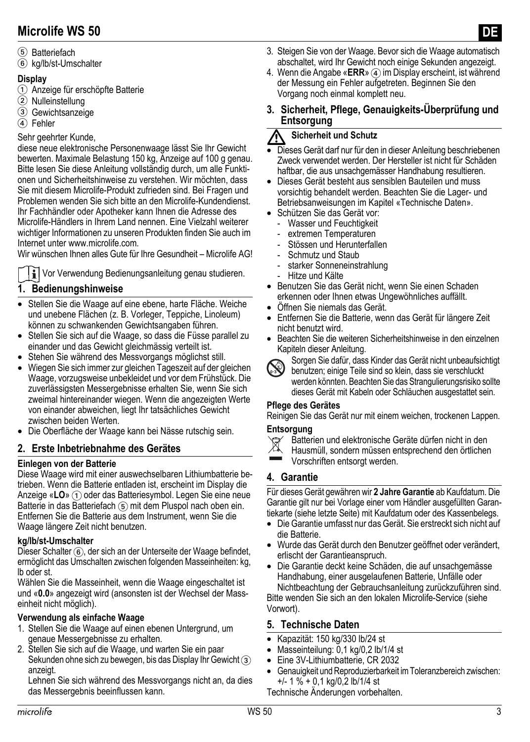# Microlife WS 50

DE

⑤ Batteriefach
⑥ kg/lb/st-Umschalter

**Display**

① Anzeige für erschöpfte Batterie
② Nulleinstellung
③ Gewichtsanzeige
④ Fehler

Sehr geehrter Kunde,
diese neue elektronische Personenwaage lässt Sie Ihr Gewicht bewerten. Maximale Belastung 150 kg, Anzeige auf 100 g genau. Bitte lesen Sie diese Anleitung vollständig durch, um alle Funktionen und Sicherheitshinweise zu verstehen. Wir möchten, dass Sie mit diesem Microlife-Produkt zufrieden sind. Bei Fragen und Problemen wenden Sie sich bitte an den Microlife-Kundendienst. Ihr Fachhändler oder Apotheker kann Ihnen die Adresse des Microlife-Händlers in Ihrem Land nennen. Eine Vielzahl weiterer wichtiger Informationen zu unseren Produkten finden Sie auch im Internet unter www.microlife.com.
Wir wünschen Ihnen alles Gute für Ihre Gesundheit – Microlife AG!

Vor Verwendung Bedienungsanleitung genau studieren.

## 1. Bedienungshinweise

- Stellen Sie die Waage auf eine ebene, harte Fläche. Weiche und unebene Flächen (z. B. Vorleger, Teppiche, Linoleum) können zu schwankenden Gewichtsangaben führen.
- Stellen Sie sich auf die Waage, so dass die Füsse parallel zu einander und das Gewicht gleichmässig verteilt ist.
- Stehen Sie während des Messvorgangs möglichst still.
- Wiegen Sie sich immer zur gleichen Tageszeit auf der gleichen Waage, vorzugsweise unbekleidet und vor dem Frühstück. Die zuverlässigsten Messergebnisse erhalten Sie, wenn Sie sich zweimal hintereinander wiegen. Wenn die angezeigten Werte von einander abweichen, liegt Ihr tatsächliches Gewicht zwischen beiden Werten.
- Die Oberfläche der Waage kann bei Nässe rutschig sein.

## 2. Erste Inbetriebnahme des Gerätes

**Einlegen von der Batterie**

Diese Waage wird mit einer auswechselbaren Lithiumbatterie betrieben. Wenn die Batterie entladen ist, erscheint im Display die Anzeige «**LO**» ① oder das Batteriesymbol. Legen Sie eine neue Batterie in das Batteriefach ⑤ mit dem Pluspol nach oben ein. Entfernen Sie die Batterie aus dem Instrument, wenn Sie die Waage längere Zeit nicht benutzen.

**kg/lb/st-Umschalter**

Dieser Schalter ⑥, der sich an der Unterseite der Waage befindet, ermöglicht das Umschalten zwischen folgenden Masseinheiten: kg, lb oder st.
Wählen Sie die Masseinheit, wenn die Waage eingeschaltet ist und «**0.0**» angezeigt wird (ansonsten ist der Wechsel der Masseinheit nicht möglich).

**Verwendung als einfache Waage**

1. Stellen Sie die Waage auf einen ebenen Untergrund, um genaue Messergebnisse zu erhalten.
2. Stellen Sie sich auf die Waage, und warten Sie ein paar Sekunden ohne sich zu bewegen, bis das Display Ihr Gewicht ③ anzeigt.
   Lehnen Sie sich während des Messvorgangs nicht an, da dies das Messergebnis beeinflussen kann.
3. Steigen Sie von der Waage. Bevor sich die Waage automatisch abschaltet, wird Ihr Gewicht noch einige Sekunden angezeigt.
4. Wenn die Angabe «**ERR**» ④ im Display erscheint, ist während der Messung ein Fehler aufgetreten. Beginnen Sie den Vorgang noch einmal komplett neu.

## 3. Sicherheit, Pflege, Genauigkeits-Überprüfung und Entsorgung

**Sicherheit und Schutz**

- Dieses Gerät darf nur für den in dieser Anleitung beschriebenen Zweck verwendet werden. Der Hersteller ist nicht für Schäden haftbar, die aus unsachgemässer Handhabung resultieren.
- Dieses Gerät besteht aus sensiblen Bauteilen und muss vorsichtig behandelt werden. Beachten Sie die Lager- und Betriebsanweisungen im Kapitel «Technische Daten».
- Schützen Sie das Gerät vor:
  - Wasser und Feuchtigkeit
  - extremen Temperaturen
  - Stössen und Herunterfallen
  - Schmutz und Staub
  - starker Sonneneinstrahlung
  - Hitze und Kälte
- Benutzen Sie das Gerät nicht, wenn Sie einen Schaden erkennen oder Ihnen etwas Ungewöhnliches auffällt.
- Öffnen Sie niemals das Gerät.
- Entfernen Sie die Batterie, wenn das Gerät für längere Zeit nicht benutzt wird.
- Beachten Sie die weiteren Sicherheitshinweise in den einzelnen Kapiteln dieser Anleitung.

Sorgen Sie dafür, dass Kinder das Gerät nicht unbeaufsichtigt benutzen; einige Teile sind so klein, dass sie verschluckt werden könnten. Beachten Sie das Strangulierungsrisiko sollte dieses Gerät mit Kabeln oder Schläuchen ausgestattet sein.

**Pflege des Gerätes**

Reinigen Sie das Gerät nur mit einem weichen, trockenen Lappen.

**Entsorgung**

Batterien und elektronische Geräte dürfen nicht in den Hausmüll, sondern müssen entsprechend den örtlichen Vorschriften entsorgt werden.

## 4. Garantie

Für dieses Gerät gewähren wir **2 Jahre Garantie** ab Kaufdatum. Die Garantie gilt nur bei Vorlage einer vom Händler ausgefüllten Garantiekarte (siehe letzte Seite) mit Kaufdatum oder des Kassenbelegs.

- Die Garantie umfasst nur das Gerät. Sie erstreckt sich nicht auf die Batterie.
- Wurde das Gerät durch den Benutzer geöffnet oder verändert, erlischt der Garantieanspruch.
- Die Garantie deckt keine Schäden, die auf unsachgemässe Handhabung, einer ausgelaufenen Batterie, Unfälle oder Nichtbeachtung der Gebrauchsanleitung zurückzuführen sind.

Bitte wenden Sie sich an den lokalen Microlife-Service (siehe Vorwort).

## 5. Technische Daten

- Kapazität: 150 kg/330 lb/24 st
- Masseinteilung: 0,1 kg/0,2 lb/1/4 st
- Eine 3V-Lithiumbatterie, CR 2032
- Genauigkeit und Reproduzierbarkeit im Toleranzbereich zwischen: +/- 1 % + 0,1 kg/0,2 lb/1/4 st

Technische Änderungen vorbehalten.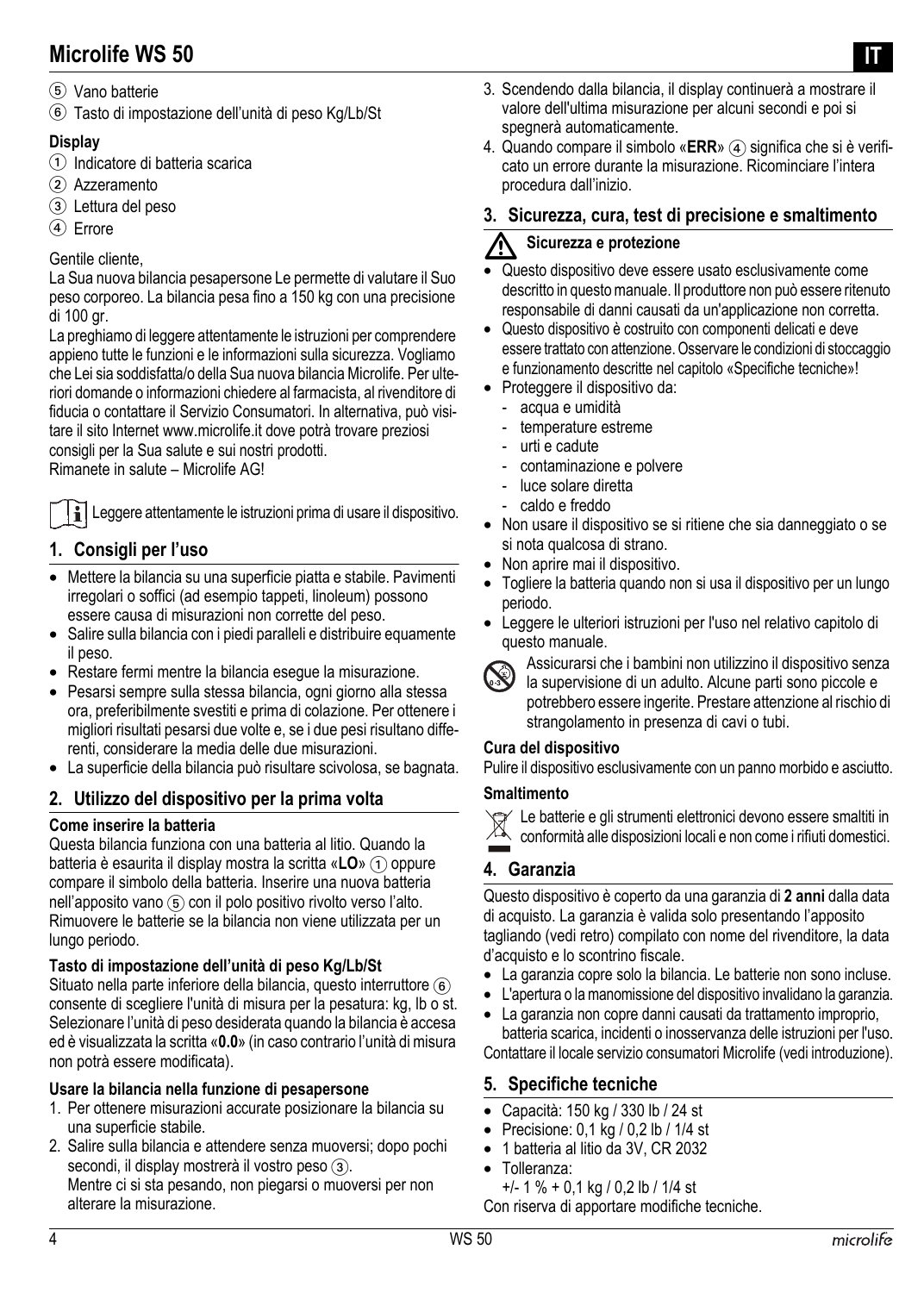# Microlife WS 50

⑤ Vano batterie
⑥ Tasto di impostazione dell'unità di peso Kg/Lb/St

**Display**

① Indicatore di batteria scarica
② Azzeramento
③ Lettura del peso
④ Errore

Gentile cliente,
La Sua nuova bilancia pesapersone Le permette di valutare il Suo peso corporeo. La bilancia pesa fino a 150 kg con una precisione di 100 gr.
La preghiamo di leggere attentamente le istruzioni per comprendere appieno tutte le funzioni e le informazioni sulla sicurezza. Vogliamo che Lei sia soddisfatta/o della Sua nuova bilancia Microlife. Per ulteriori domande o informazioni chiedere al farmacista, al rivenditore di fiducia o contattare il Servizio Consumatori. In alternativa, può visitare il sito Internet www.microlife.it dove potrà trovare preziosi consigli per la Sua salute e sui nostri prodotti.
Rimanete in salute – Microlife AG!

Leggere attentamente le istruzioni prima di usare il dispositivo.

## 1. Consigli per l'uso

- Mettere la bilancia su una superficie piatta e stabile. Pavimenti irregolari o soffici (ad esempio tappeti, linoleum) possono essere causa di misurazioni non corrette del peso.
- Salire sulla bilancia con i piedi paralleli e distribuire equamente il peso.
- Restare fermi mentre la bilancia esegue la misurazione.
- Pesarsi sempre sulla stessa bilancia, ogni giorno alla stessa ora, preferibilmente svestiti e prima di colazione. Per ottenere i migliori risultati pesarsi due volte e, se i due pesi risultano differenti, considerare la media delle due misurazioni.
- La superficie della bilancia può risultare scivolosa, se bagnata.

## 2. Utilizzo del dispositivo per la prima volta

**Come inserire la batteria**

Questa bilancia funziona con una batteria al litio. Quando la batteria è esaurita il display mostra la scritta «**LO**» ① oppure compare il simbolo della batteria. Inserire una nuova batteria nell'apposito vano ⑤ con il polo positivo rivolto verso l'alto. Rimuovere le batterie se la bilancia non viene utilizzata per un lungo periodo.

**Tasto di impostazione dell'unità di peso Kg/Lb/St**

Situato nella parte inferiore della bilancia, questo interruttore ⑥ consente di scegliere l'unità di misura per la pesatura: kg, lb o st. Selezionare l'unità di peso desiderata quando la bilancia è accesa ed è visualizzata la scritta «**0.0**» (in caso contrario l'unità di misura non potrà essere modificata).

**Usare la bilancia nella funzione di pesapersone**

1. Per ottenere misurazioni accurate posizionare la bilancia su una superficie stabile.
2. Salire sulla bilancia e attendere senza muoversi; dopo pochi secondi, il display mostrerà il vostro peso ③.
   Mentre ci si sta pesando, non piegarsi o muoversi per non alterare la misurazione.
3. Scendendo dalla bilancia, il display continuerà a mostrare il valore dell'ultima misurazione per alcuni secondi e poi si spegnerà automaticamente.
4. Quando compare il simbolo «**ERR**» ④ significa che si è verificato un errore durante la misurazione. Ricominciare l'intera procedura dall'inizio.

## 3. Sicurezza, cura, test di precisione e smaltimento

**Sicurezza e protezione**

- Questo dispositivo deve essere usato esclusivamente come descritto in questo manuale. Il produttore non può essere ritenuto responsabile di danni causati da un'applicazione non corretta.
- Questo dispositivo è costruito con componenti delicati e deve essere trattato con attenzione. Osservare le condizioni di stoccaggio e funzionamento descritte nel capitolo «Specifiche tecniche»!
- Proteggere il dispositivo da:
  - acqua e umidità
  - temperature estreme
  - urti e cadute
  - contaminazione e polvere
  - luce solare diretta
  - caldo e freddo
- Non usare il dispositivo se si ritiene che sia danneggiato o se si nota qualcosa di strano.
- Non aprire mai il dispositivo.
- Togliere la batteria quando non si usa il dispositivo per un lungo periodo.
- Leggere le ulteriori istruzioni per l'uso nel relativo capitolo di questo manuale.

Assicurarsi che i bambini non utilizzino il dispositivo senza la supervisione di un adulto. Alcune parti sono piccole e potrebbero essere ingerite. Prestare attenzione al rischio di strangolamento in presenza di cavi o tubi.

**Cura del dispositivo**

Pulire il dispositivo esclusivamente con un panno morbido e asciutto.

**Smaltimento**

Le batterie e gli strumenti elettronici devono essere smaltiti in conformità alle disposizioni locali e non come i rifiuti domestici.

## 4. Garanzia

Questo dispositivo è coperto da una garanzia di **2 anni** dalla data di acquisto. La garanzia è valida solo presentando l'apposito tagliando (vedi retro) compilato con nome del rivenditore, la data d'acquisto e lo scontrino fiscale.

- La garanzia copre solo la bilancia. Le batterie non sono incluse.
- L'apertura o la manomissione del dispositivo invalidano la garanzia.
- La garanzia non copre danni causati da trattamento improprio, batteria scarica, incidenti o inosservanza delle istruzioni per l'uso.

Contattare il locale servizio consumatori Microlife (vedi introduzione).

## 5. Specifiche tecniche

- Capacità: 150 kg / 330 lb / 24 st
- Precisione: 0,1 kg / 0,2 lb / 1/4 st
- 1 batteria al litio da 3V, CR 2032
- Tolleranza:
  +/- 1 % + 0,1 kg / 0,2 lb / 1/4 st

Con riserva di apportare modifiche tecniche.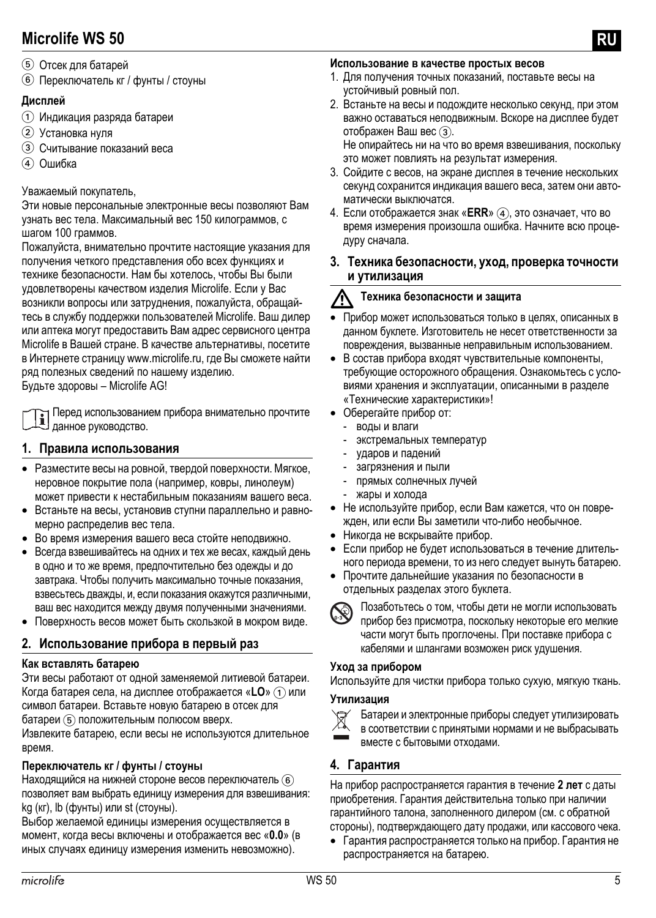# Microlife WS 50

⑤ Отсек для батарей
⑥ Переключатель кг / фунты / стоуны

**Дисплей**

① Индикация разряда батареи
② Установка нуля
③ Считывание показаний веса
④ Ошибка

Уважаемый покупатель,
Эти новые персональные электронные весы позволяют Вам узнать вес тела. Максимальный вес 150 килограммов, с шагом 100 граммов.
Пожалуйста, внимательно прочтите настоящие указания для получения четкого представления обо всех функциях и технике безопасности. Нам бы хотелось, чтобы Вы были удовлетворены качеством изделия Microlife. Если у Вас возникли вопросы или затруднения, пожалуйста, обращайтесь в службу поддержки пользователей Microlife. Ваш дилер или аптека могут предоставить Вам адрес сервисного центра Microlife в Вашей стране. В качестве альтернативы, посетите в Интернете страницу www.microlife.ru, где Вы сможете найти ряд полезных сведений по нашему изделию.
Будьте здоровы – Microlife AG!

Перед использованием прибора внимательно прочтите данное руководство.

## 1. Правила использования

- Разместите весы на ровной, твердой поверхности. Мягкое, неровное покрытие пола (например, ковры, линолеум) может привести к нестабильным показаниям вашего веса.
- Встаньте на весы, установив ступни параллельно и равномерно распределив вес тела.
- Во время измерения вашего веса стойте неподвижно.
- Всегда взвешивайтесь на одних и тех же весах, каждый день в одно и то же время, предпочтительно без одежды и до завтрака. Чтобы получить максимально точные показания, взвесьтесь дважды, и, если показания окажутся различными, ваш вес находится между двумя полученными значениями.
- Поверхность весов может быть скользкой в мокром виде.

## 2. Использование прибора в первый раз

**Как вставлять батарею**

Эти весы работают от одной заменяемой литиевой батареи. Когда батарея села, на дисплее отображается «**LO**» ① или символ батареи. Вставьте новую батарею в отсек для батареи ⑤ положительным полюсом вверх.
Извлеките батарею, если весы не используются длительное время.

**Переключатель кг / фунты / стоуны**

Находящийся на нижней стороне весов переключатель ⑥ позволяет вам выбрать единицу измерения для взвешивания: kg (кг), lb (фунты) или st (стоуны).
Выбор желаемой единицы измерения осуществляется в момент, когда весы включены и отображается вес «**0.0**» (в иных случаях единицу измерения изменить невозможно).

**Использование в качестве простых весов**

1. Для получения точных показаний, поставьте весы на устойчивый ровный пол.
2. Встаньте на весы и подождите несколько секунд, при этом важно оставаться неподвижным. Вскоре на дисплее будет отображен Ваш вес ③.
   Не опирайтесь ни на что во время взвешивания, поскольку это может повлиять на результат измерения.
3. Сойдите с весов, на экране дисплея в течение нескольких секунд сохранится индикация вашего веса, затем они автоматически выключатся.
4. Если отображается знак «**ERR**» ④, это означает, что во время измерения произошла ошибка. Начните всю процедуру сначала.

## 3. Техника безопасности, уход, проверка точности и утилизация

**Техника безопасности и защита**

- Прибор может использоваться только в целях, описанных в данном буклете. Изготовитель не несет ответственности за повреждения, вызванные неправильным использованием.
- В состав прибора входят чувствительные компоненты, требующие осторожного обращения. Ознакомьтесь с условиями хранения и эксплуатации, описанными в разделе «Технические характеристики»!
- Оберегайте прибор от:
  - воды и влаги
  - экстремальных температур
  - ударов и падений
  - загрязнения и пыли
  - прямых солнечных лучей
  - жары и холода
- Не используйте прибор, если Вам кажется, что он поврежден, или если Вы заметили что-либо необычное.
- Никогда не вскрывайте прибор.
- Если прибор не будет использоваться в течение длительного периода времени, то из него следует вынуть батарею.
- Прочтите дальнейшие указания по безопасности в отдельных разделах этого буклета.

Позаботьтесь о том, чтобы дети не могли использовать прибор без присмотра, поскольку некоторые его мелкие части могут быть проглочены. При поставке прибора с кабелями и шлангами возможен риск удушения.

**Уход за прибором**

Используйте для чистки прибора только сухую, мягкую ткань.

**Утилизация**

Батареи и электронные приборы следует утилизировать в соответствии с принятыми нормами и не выбрасывать вместе с бытовыми отходами.

## 4. Гарантия

На прибор распространяется гарантия в течение **2 лет** с даты приобретения. Гарантия действительна только при наличии гарантийного талона, заполненного дилером (см. с обратной стороны), подтверждающего дату продажи, или кассового чека.

- Гарантия распространяется только на прибор. Гарантия не распространяется на батарею.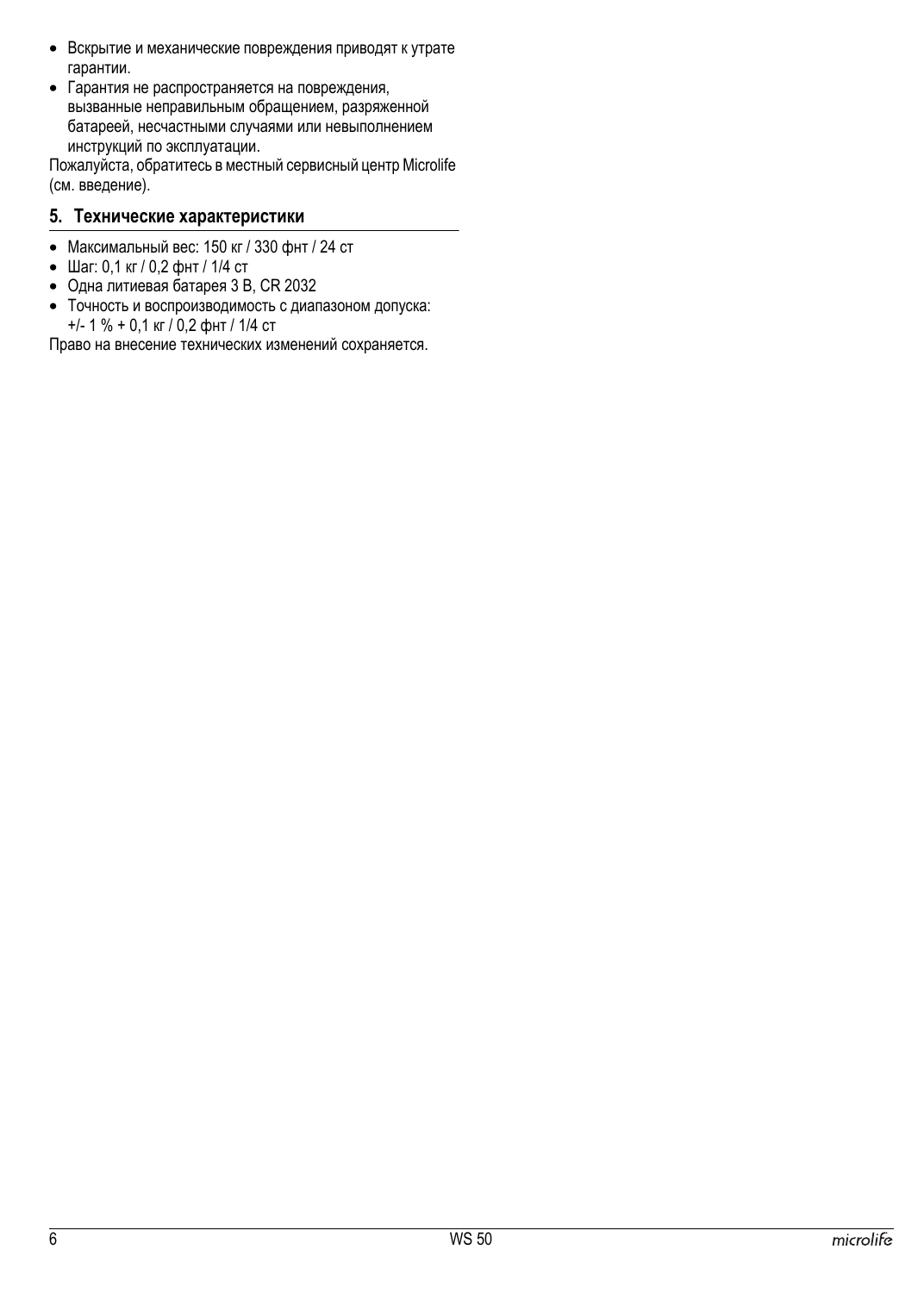- Вскрытие и механические повреждения приводят к утрате гарантии.
- Гарантия не распространяется на повреждения, вызванные неправильным обращением, разряженной батареей, несчастными случаями или невыполнением инструкций по эксплуатации.

Пожалуйста, обратитесь в местный сервисный центр Microlife (см. введение).

## 5. Технические характеристики

- Максимальный вес: 150 кг / 330 фнт / 24 ст
- Шаг: 0,1 кг / 0,2 фнт / 1/4 ст
- Одна литиевая батарея 3 В, CR 2032
- Точность и воспроизводимость с диапазоном допуска: +/- 1 % + 0,1 кг / 0,2 фнт / 1/4 ст

Право на внесение технических изменений сохраняется.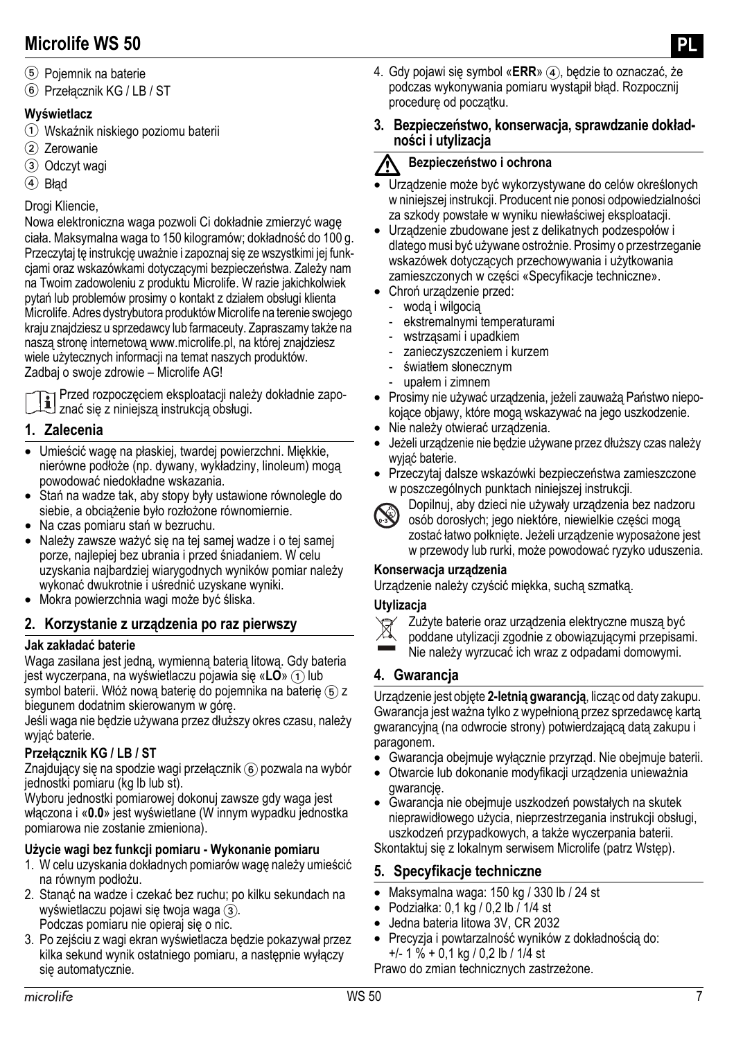# Microlife WS 50

⑤ Pojemnik na baterie
⑥ Przełącznik KG / LB / ST

**Wyświetlacz**

① Wskaźnik niskiego poziomu baterii
② Zerowanie
③ Odczyt wagi
④ Błąd

Drogi Kliencie,

Nowa elektroniczna waga pozwoli Ci dokładnie zmierzyć wagę ciała. Maksymalna waga to 150 kilogramów; dokładność do 100 g. Przeczytaj tę instrukcję uważnie i zapoznaj się ze wszystkimi jej funkcjami oraz wskazówkami dotyczącymi bezpieczeństwa. Zależy nam na Twoim zadowoleniu z produktu Microlife. W razie jakichkolwiek pytań lub problemów prosimy o kontakt z działem obsługi klienta Microlife. Adres dystrybutora produktów Microlife na terenie swojego kraju znajdziesz u sprzedawcy lub farmaceuty. Zapraszamy także na naszą stronę internetową www.microlife.pl, na której znajdziesz wiele użytecznych informacji na temat naszych produktów.
Zadbaj o swoje zdrowie – Microlife AG!

Przed rozpoczęciem eksploatacji należy dokładnie zapoznać się z niniejszą instrukcją obsługi.

## 1. Zalecenia

- Umieścić wagę na płaskiej, twardej powierzchni. Miękkie, nierówne podłoże (np. dywany, wykładziny, linoleum) mogą powodować niedokładne wskazania.
- Stań na wadze tak, aby stopy były ustawione równolegle do siebie, a obciążenie było rozłożone równomiernie.
- Na czas pomiaru stań w bezruchu.
- Należy zawsze ważyć się na tej samej wadze i o tej samej porze, najlepiej bez ubrania i przed śniadaniem. W celu uzyskania najbardziej wiarygodnych wyników pomiar należy wykonać dwukrotnie i uśrednić uzyskane wyniki.
- Mokra powierzchnia wagi może być śliska.

## 2. Korzystanie z urządzenia po raz pierwszy

**Jak zakładać baterie**

Waga zasilana jest jedną, wymienną baterią litową. Gdy bateria jest wyczerpana, na wyświetlaczu pojawia się «**LO**» ① lub symbol baterii. Włóż nową baterię do pojemnika na baterię ⑤ z biegunem dodatnim skierowanym w górę.

Jeśli waga nie będzie używana przez dłuższy okres czasu, należy wyjąć baterie.

**Przełącznik KG / LB / ST**

Znajdujący się na spodzie wagi przełącznik ⑥ pozwala na wybór jednostki pomiaru (kg lb lub st).

Wyboru jednostki pomiarowej dokonuj zawsze gdy waga jest włączona i «**0.0**» jest wyświetlane (W innym wypadku jednostka pomiarowa nie zostanie zmieniona).

**Użycie wagi bez funkcji pomiaru - Wykonanie pomiaru**

1. W celu uzyskania dokładnych pomiarów wagę należy umieścić na równym podłożu.
2. Stanąć na wadze i czekać bez ruchu; po kilku sekundach na wyświetlaczu pojawi się twoja waga ③.
   Podczas pomiaru nie opieraj się o nic.
3. Po zejściu z wagi ekran wyświetlacza będzie pokazywał przez kilka sekund wynik ostatniego pomiaru, a następnie wyłączy się automatycznie.
4. Gdy pojawi się symbol «**ERR**» ④, będzie to oznaczać, że podczas wykonywania pomiaru wystąpił błąd. Rozpocznij procedurę od początku.

## 3. Bezpieczeństwo, konserwacja, sprawdzanie dokładności i utylizacja

**Bezpieczeństwo i ochrona**

- Urządzenie może być wykorzystywane do celów określonych w niniejszej instrukcji. Producent nie ponosi odpowiedzialności za szkody powstałe w wyniku niewłaściwej eksploatacji.
- Urządzenie zbudowane jest z delikatnych podzespołów i dlatego musi być używane ostrożnie. Prosimy o przestrzeganie wskazówek dotyczących przechowywania i użytkowania zamieszczonych w części «Specyfikacje techniczne».
- Chroń urządzenie przed:
  - wodą i wilgocią
  - ekstremalnymi temperaturami
  - wstrząsami i upadkiem
  - zanieczyszczeniem i kurzem
  - światłem słonecznym
  - upałem i zimnem
- Prosimy nie używać urządzenia, jeżeli zauważą Państwo niepokojące objawy, które mogą wskazywać na jego uszkodzenie.
- Nie należy otwierać urządzenia.
- Jeżeli urządzenie nie będzie używane przez dłuższy czas należy wyjąć baterie.
- Przeczytaj dalsze wskazówki bezpieczeństwa zamieszczone w poszczególnych punktach niniejszej instrukcji.

Dopilnuj, aby dzieci nie używały urządzenia bez nadzoru osób dorosłych; jego niektóre, niewielkie części mogą zostać łatwo połknięte. Jeżeli urządzenie wyposażone jest w przewody lub rurki, może powodować ryzyko uduszenia.

**Konserwacja urządzenia**

Urządzenie należy czyścić miękka, suchą szmatką.

**Utylizacja**

Zużyte baterie oraz urządzenia elektryczne muszą być poddane utylizacji zgodnie z obowiązującymi przepisami. Nie należy wyrzucać ich wraz z odpadami domowymi.

## 4. Gwarancja

Urządzenie jest objęte **2-letnią gwarancją**, licząc od daty zakupu. Gwarancja jest ważna tylko z wypełnioną przez sprzedawcę kartą gwarancyjną (na odwrocie strony) potwierdzającą datą zakupu i paragonem.

- Gwarancja obejmuje wyłącznie przyrząd. Nie obejmuje baterii.
- Otwarcie lub dokonanie modyfikacji urządzenia unieważnia gwarancję.
- Gwarancja nie obejmuje uszkodzeń powstałych na skutek nieprawidłowego użycia, nieprzestrzegania instrukcji obsługi, uszkodzeń przypadkowych, a także wyczerpania baterii.

Skontaktuj się z lokalnym serwisem Microlife (patrz Wstęp).

## 5. Specyfikacje techniczne

- Maksymalna waga: 150 kg / 330 lb / 24 st
- Podziałka: 0,1 kg / 0,2 lb / 1/4 st
- Jedna bateria litowa 3V, CR 2032
- Precyzja i powtarzalność wyników z dokładnością do: +/- 1 % + 0,1 kg / 0,2 lb / 1/4 st

Prawo do zmian technicznych zastrzeżone.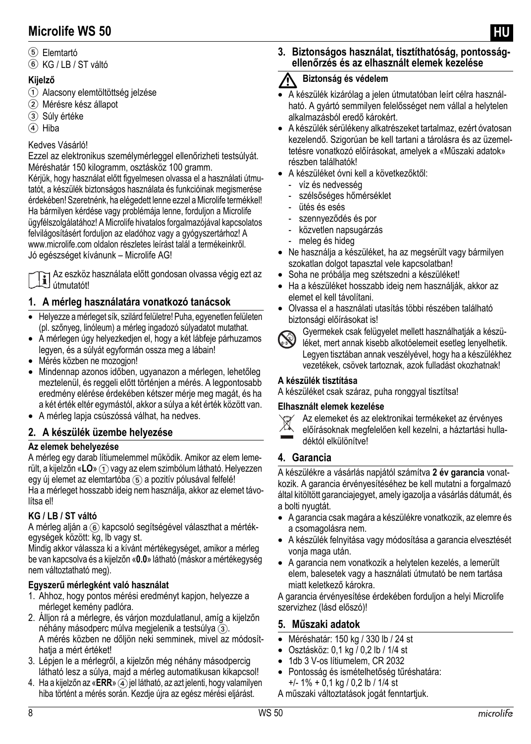# Microlife WS 50

⑤ Elemtartó
⑥ KG / LB / ST váltó

**Kijelző**

① Alacsony elemtöltöttség jelzése
② Mérésre kész állapot
③ Súly értéke
④ Hiba

Kedves Vásárló!

Ezzel az elektronikus személymérleggel ellenőrizheti testsúlyát. Méréshatár 150 kilogramm, osztásköz 100 gramm.

Kérjük, hogy használat előtt figyelmesen olvassa el a használati útmutatót, a készülék biztonságos használata és funkcióinak megismerése érdekében! Szeretnénk, ha elégedett lenne ezzel a Microlife termékkel! Ha bármilyen kérdése vagy problémája lenne, forduljon a Microlife ügyfélszolgálatához! A Microlife hivatalos forgalmazójával kapcsolatos felvilágosításért forduljon az eladóhoz vagy a gyógyszertárhoz! A www.microlife.com oldalon részletes leírást talál a termékeinkről.

Jó egészséget kívánunk – Microlife AG!

Az eszköz használata előtt gondosan olvassa végig ezt az útmutatót!

## 1. A mérleg használatára vonatkozó tanácsok

- Helyezze a mérleget sík, szilárd felületre! Puha, egyenetlen felületen (pl. szőnyeg, linóleum) a mérleg ingadozó súlyadatot mutathat.
- A mérlegen úgy helyezkedjen el, hogy a két lábfeje párhuzamos legyen, és a súlyát egyformán ossza meg a lábain!
- Mérés közben ne mozogjon!
- Mindennap azonos időben, ugyanazon a mérlegen, lehetőleg meztelenül, és reggeli előtt történjen a mérés. A legpontosabb eredmény elérése érdekében kétszer mérje meg magát, és ha a két érték eltér egymástól, akkor a súlya a két érték között van.
- A mérleg lapja csúszóssá válhat, ha nedves.

## 2. A készülék üzembe helyezése

**Az elemek behelyezése**

A mérleg egy darab lítiumelemmel működik. Amikor az elem lemerült, a kijelzőn «**LO**» ① vagy az elem szimbólum látható. Helyezzen egy új elemet az elemtartóba ⑤ a pozitív pólusával felfelé!

Ha a mérleget hosszabb ideig nem használja, akkor az elemet távolítsa el!

**KG / LB / ST váltó**

A mérleg alján a ⑥ kapcsoló segítségével választhat a mértékegységek között: kg, lb vagy st.

Mindig akkor válassza ki a kívánt mértékegységet, amikor a mérleg be van kapcsolva és a kijelzőn «**0.0**» látható (máskor a mértékegység nem változtatható meg).

**Egyszerű mérlegként való használat**

1. Ahhoz, hogy pontos mérési eredményt kapjon, helyezze a mérleget kemény padlóra.
2. Álljon rá a mérlegre, és várjon mozdulatlanul, amíg a kijelzőn néhány másodperc múlva megjelenik a testsúlya ③. A mérés közben ne dőljön neki semminek, mivel az módosíthatja a mért értéket!
3. Lépjen le a mérlegről, a kijelzőn még néhány másodpercig látható lesz a súlya, majd a mérleg automatikusan kikapcsol!
4. Ha a kijelzőn az «**ERR**» ④ jel látható, az azt jelenti, hogy valamilyen hiba történt a mérés során. Kezdje újra az egész mérési eljárást.

## 3. Biztonságos használat, tisztíthatóság, pontosság-ellenőrzés és az elhasznált elemek kezelése

**Biztonság és védelem**

- A készülék kizárólag a jelen útmutatóban leírt célra használható. A gyártó semmilyen felelősséget nem vállal a helytelen alkalmazásból eredő károkért.
- A készülék sérülékeny alkatrészeket tartalmaz, ezért óvatosan kezelendő. Szigorúan be kell tartani a tárolásra és az üzemeltetésre vonatkozó előírásokat, amelyek a «Műszaki adatok» részben találhatók!
- A készüléket óvni kell a következőktől:
  - víz és nedvesség
  - szélsőséges hőmérséklet
  - ütés és esés
  - szennyeződés és por
  - közvetlen napsugárzás
  - meleg és hideg
- Ne használja a készüléket, ha az megsérült vagy bármilyen szokatlan dolgot tapasztal vele kapcsolatban!
- Soha ne próbálja meg szétszedni a készüléket!
- Ha a készüléket hosszabb ideig nem használják, akkor az elemet el kell távolítani.
- Olvassa el a használati utasítás többi részében található biztonsági előírásokat is!

Gyermekek csak felügyelet mellett használhatják a készüléket, mert annak kisebb alkotóelemeit esetleg lenyelhetik. Legyen tisztában annak veszélyével, hogy ha a készülékhez vezetékek, csövek tartoznak, azok fulladást okozhatnak!

**A készülék tisztítása**

A készüléket csak száraz, puha ronggyal tisztítsa!

**Elhasznált elemek kezelése**

Az elemeket és az elektronikai termékeket az érvényes előírásoknak megfelelően kell kezelni, a háztartási hulladéktól elkülönítve!

## 4. Garancia

A készülékre a vásárlás napjától számítva **2 év garancia** vonatkozik. A garancia érvényesítéséhez be kell mutatni a forgalmazó által kitöltött garanciajegyet, amely igazolja a vásárlás dátumát, és a bolti nyugtát.

- A garancia csak magára a készülékre vonatkozik, az elemre és a csomagolásra nem.
- A készülék felnyitása vagy módosítása a garancia elvesztését vonja maga után.
- A garancia nem vonatkozik a helytelen kezelés, a lemerült elem, balesetek vagy a használati útmutató be nem tartása miatt keletkező károkra.

A garancia érvényesítése érdekében forduljon a helyi Microlife szervizhez (lásd előszó)!

## 5. Műszaki adatok

- Méréshatár: 150 kg / 330 lb / 24 st
- Osztásköz: 0,1 kg / 0,2 lb / 1/4 st
- 1db 3 V-os lítiumelem, CR 2032
- Pontosság és ismételhetőség tűréshatára: +/- 1% + 0,1 kg / 0,2 lb / 1/4 st

A műszaki változtatások jogát fenntartjuk.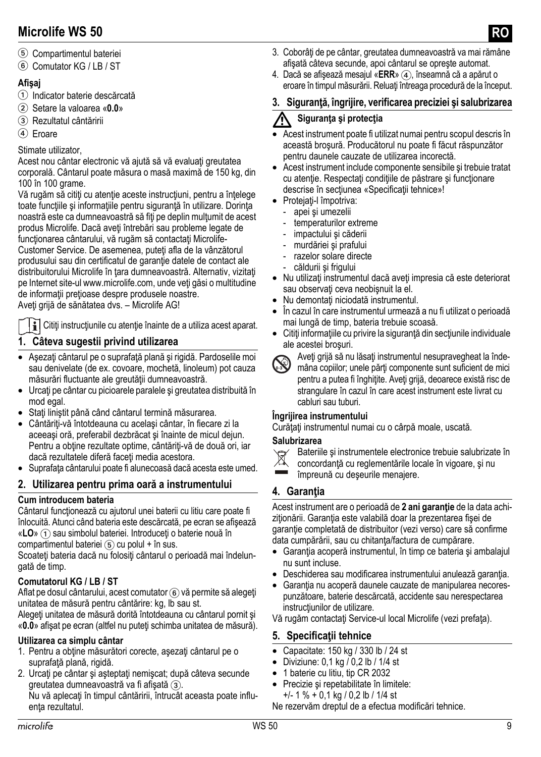# Microlife WS 50

⑤ Compartimentul bateriei
⑥ Comutator KG / LB / ST

**Afişaj**

① Indicator baterie descărcată
② Setare la valoarea «**0.0**»
③ Rezultatul cântăririi
④ Eroare

Stimate utilizator,
Acest nou cântar electronic vă ajută să vă evaluaţi greutatea corporală. Cântarul poate măsura o masă maximă de 150 kg, din 100 în 100 grame.
Vă rugăm să citiţi cu atenţie aceste instrucţiuni, pentru a înţelege toate funcţiile şi informaţiile pentru siguranţă în utilizare. Dorinţa noastră este ca dumneavoastră să fiţi pe deplin mulţumit de acest produs Microlife. Dacă aveţi întrebări sau probleme legate de funcţionarea cântarului, vă rugăm să contactaţi Microlife-Customer Service. De asemenea, puteţi afla de la vânzătorul produsului sau din certificatul de garanţie datele de contact ale distribuitorului Microlife în ţara dumneavoastră. Alternativ, vizitaţi pe Internet site-ul www.microlife.com, unde veţi găsi o multitudine de informaţii preţioase despre produsele noastre.
Aveţi grijă de sănătatea dvs. – Microlife AG!

Citiţi instrucţiunile cu atenţie înainte de a utiliza acest aparat.

## 1. Câteva sugestii privind utilizarea

- Aşezaţi cântarul pe o suprafaţă plană şi rigidă. Pardoselile moi sau denivelate (de ex. covoare, mochetă, linoleum) pot cauza măsurări fluctuante ale greutăţii dumneavoastră.
- Urcaţi pe cântar cu picioarele paralele şi greutatea distribuită în mod egal.
- Staţi liniştit până când cântarul termină măsurarea.
- Cântăriţi-vă întotdeauna cu acelaşi cântar, în fiecare zi la aceeaşi oră, preferabil dezbrăcat şi înainte de micul dejun. Pentru a obţine rezultate optime, cântăriţi-vă de două ori, iar dacă rezultatele diferă faceţi media acestora.
- Suprafaţa cântarului poate fi alunecoasă dacă acesta este umed.

## 2. Utilizarea pentru prima oară a instrumentului

**Cum introducem bateria**

Cântarul funcţionează cu ajutorul unei baterii cu litiu care poate fi înlocuită. Atunci când bateria este descărcată, pe ecran se afişează «**LO**» ① sau simbolul bateriei. Introduceţi o baterie nouă în compartimentul bateriei ⑤ cu polul + în sus.
Scoateţi bateria dacă nu folosiţi cântarul o perioadă mai îndelungată de timp.

**Comutatorul KG / LB / ST**

Aflat pe dosul cântarului, acest comutator ⑥ vă permite să alegeţi unitatea de măsură pentru cântărire: kg, lb sau st.
Alegeţi unitatea de măsură dorită întotdeauna cu cântarul pornit şi «**0.0**» afişat pe ecran (altfel nu puteţi schimba unitatea de măsură).

**Utilizarea ca simplu cântar**

1. Pentru a obţine măsurători corecte, aşezaţi cântarul pe o suprafaţă plană, rigidă.
2. Urcaţi pe cântar şi aşteptaţi nemişcat; după câteva secunde greutatea dumneavoastră va fi afişată ③.
   Nu vă aplecaţi în timpul cântăririi, întrucât aceasta poate influenţa rezultatul.
3. Coborâţi de pe cântar, greutatea dumneavoastră va mai rămâne afişată câteva secunde, apoi cântarul se opreşte automat.
4. Dacă se afişează mesajul «**ERR**» ④, înseamnă că a apărut o eroare în timpul măsurării. Reluaţi întreaga procedură de la început.

## 3. Siguranţă, îngrijire, verificarea preciziei şi salubrizarea

**Siguranţa şi protecţia**

- Acest instrument poate fi utilizat numai pentru scopul descris în această broşură. Producătorul nu poate fi făcut răspunzător pentru daunele cauzate de utilizarea incorectă.
- Acest instrument include componente sensibile şi trebuie tratat cu atenţie. Respectaţi condiţiile de păstrare şi funcţionare descrise în secţiunea «Specificaţii tehnice»!
- Protejaţi-l împotriva:
  - apei şi umezelii
  - temperaturilor extreme
  - impactului şi căderii
  - murdăriei şi prafului
  - razelor solare directe
  - căldurii şi frigului
- Nu utilizaţi instrumentul dacă aveţi impresia că este deteriorat sau observaţi ceva neobişnuit la el.
- Nu demontaţi niciodată instrumentul.
- În cazul în care instrumentul urmează a nu fi utilizat o perioadă mai lungă de timp, bateria trebuie scoasă.
- Citiţi informaţiile cu privire la siguranţă din secţiunile individuale ale acestei broşuri.

Aveţi grijă să nu lăsaţi instrumentul nesupravegheat la îndemâna copiilor; unele părţi componente sunt suficient de mici pentru a putea fi înghiţite. Aveţi grijă, deoarece există risc de strangulare în cazul în care acest instrument este livrat cu cabluri sau tuburi.

**Îngrijirea instrumentului**

Curăţaţi instrumentul numai cu o cârpă moale, uscată.

**Salubrizarea**

Bateriile şi instrumentele electronice trebuie salubrizate în concordanţă cu reglementările locale în vigoare, şi nu împreună cu deşeurile menajere.

## 4. Garanţia

Acest instrument are o perioadă de **2 ani garanţie** de la data achiziţionării. Garanţia este valabilă doar la prezentarea fişei de garanţie completată de distribuitor (vezi verso) care să confirme data cumpărării, sau cu chitanţa/factura de cumpărare.

- Garanţia acoperă instrumentul, în timp ce bateria şi ambalajul nu sunt incluse.
- Deschiderea sau modificarea instrumentului anulează garanţia.
- Garanţia nu acoperă daunele cauzate de manipularea necorespunzătoare, baterie descărcată, accidente sau nerespectarea instrucţiunilor de utilizare.

Vă rugăm contactaţi Service-ul local Microlife (vezi prefaţa).

## 5. Specificaţii tehnice

- Capacitate: 150 kg / 330 lb / 24 st
- Diviziune: 0,1 kg / 0,2 lb / 1/4 st
- 1 baterie cu litiu, tip CR 2032
- Precizie şi repetabilitate în limitele:
  +/- 1 % + 0,1 kg / 0,2 lb / 1/4 st

Ne rezervăm dreptul de a efectua modificări tehnice.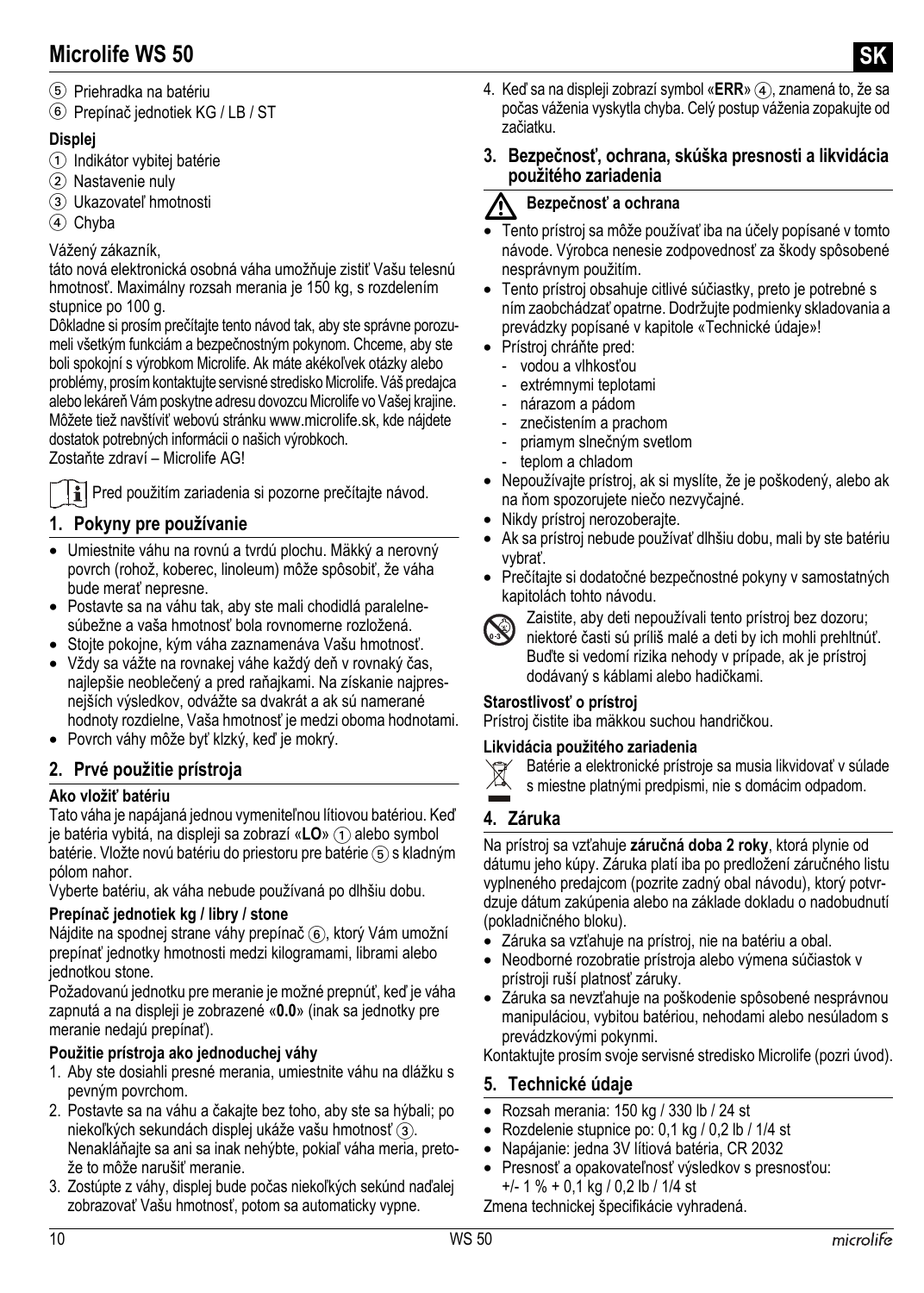# Microlife WS 50

SK

⑤ Priehradka na batériu
⑥ Prepínač jednotiek KG / LB / ST

**Displej**

① Indikátor vybitej batérie
② Nastavenie nuly
③ Ukazovateľ hmotnosti
④ Chyba

Vážený zákazník,

táto nová elektronická osobná váha umožňuje zistiť Vašu telesnú hmotnosť. Maximálny rozsah merania je 150 kg, s rozdelením stupnice po 100 g.

Dôkladne si prosím prečítajte tento návod tak, aby ste správne porozumeli všetkým funkciám a bezpečnostným pokynom. Chceme, aby ste boli spokojní s výrobkom Microlife. Ak máte akékoľvek otázky alebo problémy, prosím kontaktujte servisné stredisko Microlife. Váš predajca alebo lekáreň Vám poskytne adresu dovozcu Microlife vo Vašej krajine. Môžete tiež navštíviť webovú stránku www.microlife.sk, kde nájdete dostatok potrebných informácií o našich výrobkoch.

Zostaňte zdraví – Microlife AG!

Pred použitím zariadenia si pozorne prečítajte návod.

## 1. Pokyny pre používanie

- Umiestnite váhu na rovnú a tvrdú plochu. Mäkký a nerovný povrch (rohož, koberec, linoleum) môže spôsobiť, že váha bude merať nepresne.
- Postavte sa na váhu tak, aby ste mali chodidlá paralelne-súbežne a vaša hmotnosť bola rovnomerne rozložená.
- Stojte pokojne, kým váha zaznamenáva Vašu hmotnosť.
- Vždy sa vážte na rovnakej váhe každý deň v rovnaký čas, najlepšie neoblečený a pred raňajkami. Na získanie najpresnejších výsledkov, odvážte sa dvakrát a ak sú namerané hodnoty rozdielne, Vaša hmotnosť je medzi oboma hodnotami.
- Povrch váhy môže byť klzký, keď je mokrý.

## 2. Prvé použitie prístroja

**Ako vložiť batériu**

Tato váha je napájaná jednou vymeniteľnou lítiovou batériou. Keď je batéria vybitá, na displeji sa zobrazí «**LO**» ① alebo symbol batérie. Vložte novú batériu do priestoru pre batérie ⑤ s kladným pólom nahor.

Vyberte batériu, ak váha nebude používaná po dlhšiu dobu.

**Prepínač jednotiek kg / libry / stone**

Nájdite na spodnej strane váhy prepínač ⑥, ktorý Vám umožní prepínať jednotky hmotnosti medzi kilogramami, librami alebo jednotkou stone.

Požadovanú jednotku pre meranie je možné prepnúť, keď je váha zapnutá a na displeji je zobrazené «**0.0**» (inak sa jednotky pre meranie nedajú prepínať).

**Použitie prístroja ako jednoduchej váhy**

1. Aby ste dosiahli presné merania, umiestnite váhu na dlážku s pevným povrchom.
2. Postavte sa na váhu a čakajte bez toho, aby ste sa hýbali; po niekoľkých sekundách displej ukáže vašu hmotnosť ③. Nenakláňajte sa ani sa inak nehýbte, pokiaľ váha meria, pretože to môže narušiť meranie.
3. Zostúpte z váhy, displej bude počas niekoľkých sekúnd naďalej zobrazovať Vašu hmotnosť, potom sa automaticky vypne.
4. Keď sa na displeji zobrazí symbol «**ERR**» ④, znamená to, že sa počas váženia vyskytla chyba. Celý postup váženia zopakujte od začiatku.

## 3. Bezpečnosť, ochrana, skúška presnosti a likvidácia použitého zariadenia

**Bezpečnosť a ochrana**

- Tento prístroj sa môže používať iba na účely popísané v tomto návode. Výrobca nenesie zodpovednosť za škody spôsobené nesprávnym použitím.
- Tento prístroj obsahuje citlivé súčiastky, preto je potrebné s ním zaobchádzať opatrne. Dodržujte podmienky skladovania a prevádzky popísané v kapitole «Technické údaje»!
- Prístroj chráňte pred:
  - vodou a vlhkosťou
  - extrémnymi teplotami
  - nárazom a pádom
  - znečistením a prachom
  - priamym slnečným svetlom
  - teplom a chladom
- Nepoužívajte prístroj, ak si myslíte, že je poškodený, alebo ak na ňom spozorujete niečo nezvyčajné.
- Nikdy prístroj nerozoberajte.
- Ak sa prístroj nebude používať dlhšiu dobu, mali by ste batériu vybrať.
- Prečítajte si dodatočné bezpečnostné pokyny v samostatných kapitolách tohto návodu.

Zaistite, aby deti nepoužívali tento prístroj bez dozoru; niektoré časti sú príliš malé a deti by ich mohli prehltnúť. Buďte si vedomí rizika nehody v prípade, ak je prístroj dodávaný s káblami alebo hadičkami.

**Starostlivosť o prístroj**

Prístroj čistite iba mäkkou suchou handričkou.

**Likvidácia použitého zariadenia**

Batérie a elektronické prístroje sa musia likvidovať v súlade s miestne platnými predpismi, nie s domácim odpadom.

## 4. Záruka

Na prístroj sa vzťahuje **záručná doba 2 roky**, ktorá plynie od dátumu jeho kúpy. Záruka platí iba po predložení záručného listu vyplneného predajcom (pozrite zadný obal návodu), ktorý potvrdzuje dátum zakúpenia alebo na základe dokladu o nadobudnutí (pokladničného bloku).

- Záruka sa vzťahuje na prístroj, nie na batériu a obal.
- Neodborné rozobratie prístroja alebo výmena súčiastok v prístroji ruší platnosť záruky.
- Záruka sa nevzťahuje na poškodenie spôsobené nesprávnou manipuláciou, vybitou batériou, nehodami alebo nesúladom s prevádzkovými pokynmi.

Kontaktujte prosím svoje servisné stredisko Microlife (pozri úvod).

## 5. Technické údaje

- Rozsah merania: 150 kg / 330 lb / 24 st
- Rozdelenie stupnice po: 0,1 kg / 0,2 lb / 1/4 st
- Napájanie: jedna 3V lítiová batéria, CR 2032
- Presnosť a opakovateľnosť výsledkov s presnosťou: +/- 1 % + 0,1 kg / 0,2 lb / 1/4 st

Zmena technickej špecifikácie vyhradená.